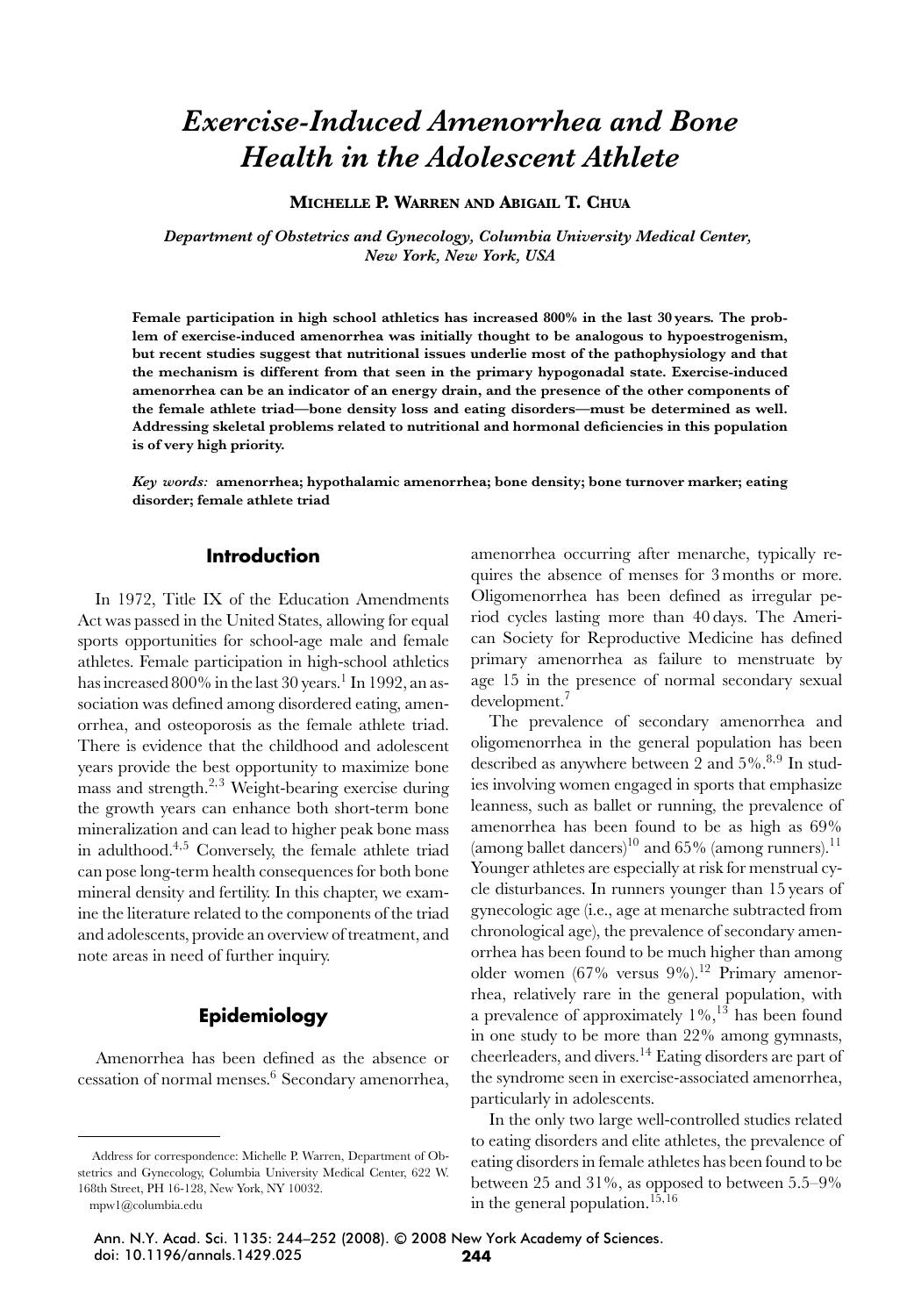# *Exercise-Induced Amenorrhea and Bone Health in the Adolescent Athlete*

**MICHELLE P. WARREN AND ABIGAIL T. CHUA**

*Department of Obstetrics and Gynecology, Columbia University Medical Center, New York, New York, USA*

**Female participation in high school athletics has increased 800% in the last 30 years. The problem of exercise-induced amenorrhea was initially thought to be analogous to hypoestrogenism, but recent studies suggest that nutritional issues underlie most of the pathophysiology and that the mechanism is different from that seen in the primary hypogonadal state. Exercise-induced amenorrhea can be an indicator of an energy drain, and the presence of the other components of the female athlete triad—bone density loss and eating disorders—must be determined as well. Addressing skeletal problems related to nutritional and hormonal deficiencies in this population is of very high priority.**

*Key words:* **amenorrhea; hypothalamic amenorrhea; bone density; bone turnover marker; eating disorder; female athlete triad**

## Introduction

In 1972, Title IX of the Education Amendments Act was passed in the United States, allowing for equal sports opportunities for school-age male and female athletes. Female participation in high-school athletics has increased 800% in the last 30 years.[1] In 1992, an association was defined among disordered eating, amenorrhea, and osteoporosis as the female athlete triad. There is evidence that the childhood and adolescent years provide the best opportunity to maximize bone mass and strength.[2,3] Weight-bearing exercise during the growth years can enhance both short-term bone mineralization and can lead to higher peak bone mass in adulthood.[4,5] Conversely, the female athlete triad can pose long-term health consequences for both bone mineral density and fertility. In this chapter, we examine the literature related to the components of the triad and adolescents, provide an overview of treatment, and note areas in need of further inquiry.

## Epidemiology

Amenorrhea has been defined as the absence or cessation of normal menses.[6] Secondary amenorrhea, amenorrhea occurring after menarche, typically requires the absence of menses for 3 months or more. Oligomenorrhea has been defined as irregular period cycles lasting more than 40 days. The American Society for Reproductive Medicine has defined primary amenorrhea as failure to menstruate by age 15 in the presence of normal secondary sexual development.[7]

The prevalence of secondary amenorrhea and oligomenorrhea in the general population has been described as anywhere between 2 and 5%.[8,9] In studies involving women engaged in sports that emphasize leanness, such as ballet or running, the prevalence of amenorrhea has been found to be as high as 69% (among ballet dancers)[10] and 65% (among runners).[11] Younger athletes are especially at risk for menstrual cycle disturbances. In runners younger than 15 years of gynecologic age (i.e., age at menarche subtracted from chronological age), the prevalence of secondary amenorrhea has been found to be much higher than among older women (67% versus 9%).[12] Primary amenorrhea, relatively rare in the general population, with a prevalence of approximately 1%,[13] has been found in one study to be more than 22% among gymnasts, cheerleaders, and divers.[14] Eating disorders are part of the syndrome seen in exercise-associated amenorrhea, particularly in adolescents.

In the only two large well-controlled studies related to eating disorders and elite athletes, the prevalence of eating disorders in female athletes has been found to be between 25 and 31%, as opposed to between 5.5–9% in the general population.[15,16]

Address for correspondence: Michelle P. Warren, Department of Obstetrics and Gynecology, Columbia University Medical Center, 622 W. 168th Street, PH 16-128, New York, NY 10032.
mpw1@columbia.edu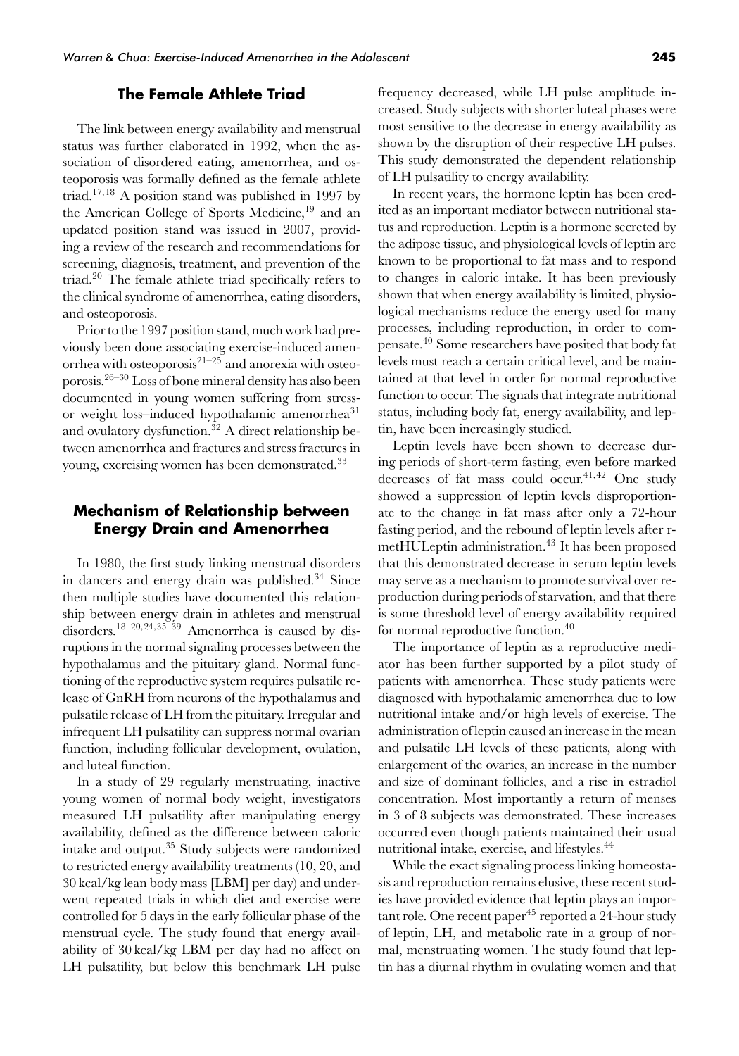## The Female Athlete Triad

The link between energy availability and menstrual status was further elaborated in 1992, when the association of disordered eating, amenorrhea, and osteoporosis was formally defined as the female athlete triad.[17,18] A position stand was published in 1997 by the American College of Sports Medicine,[19] and an updated position stand was issued in 2007, providing a review of the research and recommendations for screening, diagnosis, treatment, and prevention of the triad.[20] The female athlete triad specifically refers to the clinical syndrome of amenorrhea, eating disorders, and osteoporosis.

Prior to the 1997 position stand, much work had previously been done associating exercise-induced amenorrhea with osteoporosis[21–25] and anorexia with osteoporosis.[26–30] Loss of bone mineral density has also been documented in young women suffering from stress- or weight loss–induced hypothalamic amenorrhea[31] and ovulatory dysfunction.[32] A direct relationship between amenorrhea and fractures and stress fractures in young, exercising women has been demonstrated.[33]

## Mechanism of Relationship between Energy Drain and Amenorrhea

In 1980, the first study linking menstrual disorders in dancers and energy drain was published.[34] Since then multiple studies have documented this relationship between energy drain in athletes and menstrual disorders.[18–20,24,35–39] Amenorrhea is caused by disruptions in the normal signaling processes between the hypothalamus and the pituitary gland. Normal functioning of the reproductive system requires pulsatile release of GnRH from neurons of the hypothalamus and pulsatile release of LH from the pituitary. Irregular and infrequent LH pulsatility can suppress normal ovarian function, including follicular development, ovulation, and luteal function.

In a study of 29 regularly menstruating, inactive young women of normal body weight, investigators measured LH pulsatility after manipulating energy availability, defined as the difference between caloric intake and output.[35] Study subjects were randomized to restricted energy availability treatments (10, 20, and 30 kcal/kg lean body mass [LBM] per day) and underwent repeated trials in which diet and exercise were controlled for 5 days in the early follicular phase of the menstrual cycle. The study found that energy availability of 30 kcal/kg LBM per day had no affect on LH pulsatility, but below this benchmark LH pulse frequency decreased, while LH pulse amplitude increased. Study subjects with shorter luteal phases were most sensitive to the decrease in energy availability as shown by the disruption of their respective LH pulses. This study demonstrated the dependent relationship of LH pulsatility to energy availability.

In recent years, the hormone leptin has been credited as an important mediator between nutritional status and reproduction. Leptin is a hormone secreted by the adipose tissue, and physiological levels of leptin are known to be proportional to fat mass and to respond to changes in caloric intake. It has been previously shown that when energy availability is limited, physiological mechanisms reduce the energy used for many processes, including reproduction, in order to compensate.[40] Some researchers have posited that body fat levels must reach a certain critical level, and be maintained at that level in order for normal reproductive function to occur. The signals that integrate nutritional status, including body fat, energy availability, and leptin, have been increasingly studied.

Leptin levels have been shown to decrease during periods of short-term fasting, even before marked decreases of fat mass could occur.[41,42] One study showed a suppression of leptin levels disproportionate to the change in fat mass after only a 72-hour fasting period, and the rebound of leptin levels after r-metHULeptin administration.[43] It has been proposed that this demonstrated decrease in serum leptin levels may serve as a mechanism to promote survival over reproduction during periods of starvation, and that there is some threshold level of energy availability required for normal reproductive function.[40]

The importance of leptin as a reproductive mediator has been further supported by a pilot study of patients with amenorrhea. These study patients were diagnosed with hypothalamic amenorrhea due to low nutritional intake and/or high levels of exercise. The administration of leptin caused an increase in the mean and pulsatile LH levels of these patients, along with enlargement of the ovaries, an increase in the number and size of dominant follicles, and a rise in estradiol concentration. Most importantly a return of menses in 3 of 8 subjects was demonstrated. These increases occurred even though patients maintained their usual nutritional intake, exercise, and lifestyles.[44]

While the exact signaling process linking homeostasis and reproduction remains elusive, these recent studies have provided evidence that leptin plays an important role. One recent paper[45] reported a 24-hour study of leptin, LH, and metabolic rate in a group of normal, menstruating women. The study found that leptin has a diurnal rhythm in ovulating women and that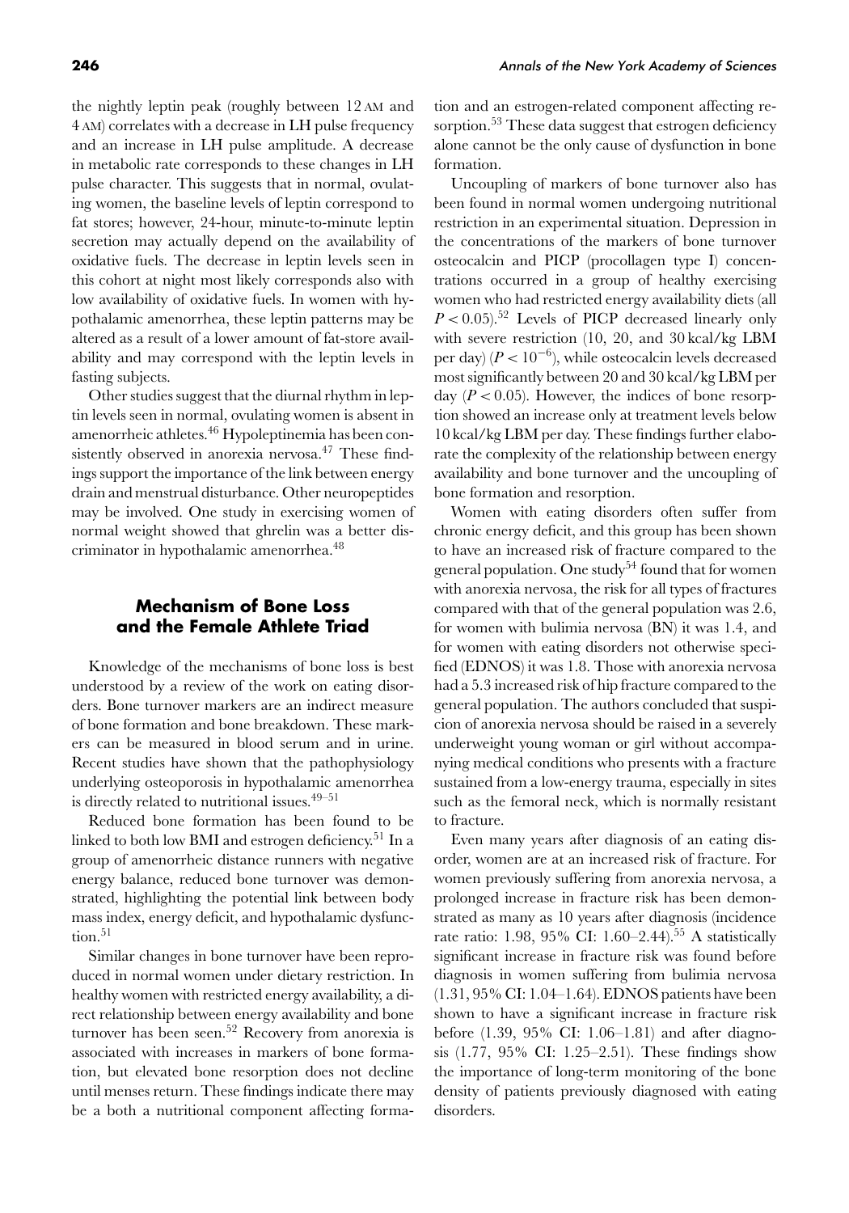the nightly leptin peak (roughly between 12 AM and 4 AM) correlates with a decrease in LH pulse frequency and an increase in LH pulse amplitude. A decrease in metabolic rate corresponds to these changes in LH pulse character. This suggests that in normal, ovulating women, the baseline levels of leptin correspond to fat stores; however, 24-hour, minute-to-minute leptin secretion may actually depend on the availability of oxidative fuels. The decrease in leptin levels seen in this cohort at night most likely corresponds also with low availability of oxidative fuels. In women with hypothalamic amenorrhea, these leptin patterns may be altered as a result of a lower amount of fat-store availability and may correspond with the leptin levels in fasting subjects.

Other studies suggest that the diurnal rhythm in leptin levels seen in normal, ovulating women is absent in amenorrheic athletes.[46] Hypoleptinemia has been consistently observed in anorexia nervosa.[47] These findings support the importance of the link between energy drain and menstrual disturbance. Other neuropeptides may be involved. One study in exercising women of normal weight showed that ghrelin was a better discriminator in hypothalamic amenorrhea.[48]

## Mechanism of Bone Loss and the Female Athlete Triad

Knowledge of the mechanisms of bone loss is best understood by a review of the work on eating disorders. Bone turnover markers are an indirect measure of bone formation and bone breakdown. These markers can be measured in blood serum and in urine. Recent studies have shown that the pathophysiology underlying osteoporosis in hypothalamic amenorrhea is directly related to nutritional issues.[49–51]

Reduced bone formation has been found to be linked to both low BMI and estrogen deficiency.[51] In a group of amenorrheic distance runners with negative energy balance, reduced bone turnover was demonstrated, highlighting the potential link between body mass index, energy deficit, and hypothalamic dysfunction.[51]

Similar changes in bone turnover have been reproduced in normal women under dietary restriction. In healthy women with restricted energy availability, a direct relationship between energy availability and bone turnover has been seen.[52] Recovery from anorexia is associated with increases in markers of bone formation, but elevated bone resorption does not decline until menses return. These findings indicate there may be a both a nutritional component affecting formation and an estrogen-related component affecting resorption.[53] These data suggest that estrogen deficiency alone cannot be the only cause of dysfunction in bone formation.

Uncoupling of markers of bone turnover also has been found in normal women undergoing nutritional restriction in an experimental situation. Depression in the concentrations of the markers of bone turnover osteocalcin and PICP (procollagen type I) concentrations occurred in a group of healthy exercising women who had restricted energy availability diets (all $P < 0.05$).[52] Levels of PICP decreased linearly only with severe restriction (10, 20, and 30 kcal/kg LBM per day) ($P < 10^{-6}$), while osteocalcin levels decreased most significantly between 20 and 30 kcal/kg LBM per day ($P < 0.05$). However, the indices of bone resorption showed an increase only at treatment levels below 10 kcal/kg LBM per day. These findings further elaborate the complexity of the relationship between energy availability and bone turnover and the uncoupling of bone formation and resorption.

Women with eating disorders often suffer from chronic energy deficit, and this group has been shown to have an increased risk of fracture compared to the general population. One study[54] found that for women with anorexia nervosa, the risk for all types of fractures compared with that of the general population was 2.6, for women with bulimia nervosa (BN) it was 1.4, and for women with eating disorders not otherwise specified (EDNOS) it was 1.8. Those with anorexia nervosa had a 5.3 increased risk of hip fracture compared to the general population. The authors concluded that suspicion of anorexia nervosa should be raised in a severely underweight young woman or girl without accompanying medical conditions who presents with a fracture sustained from a low-energy trauma, especially in sites such as the femoral neck, which is normally resistant to fracture.

Even many years after diagnosis of an eating disorder, women are at an increased risk of fracture. For women previously suffering from anorexia nervosa, a prolonged increase in fracture risk has been demonstrated as many as 10 years after diagnosis (incidence rate ratio: 1.98, 95% CI: 1.60–2.44).[55] A statistically significant increase in fracture risk was found before diagnosis in women suffering from bulimia nervosa (1.31, 95% CI: 1.04–1.64). EDNOS patients have been shown to have a significant increase in fracture risk before (1.39, 95% CI: 1.06–1.81) and after diagnosis (1.77, 95% CI: 1.25–2.51). These findings show the importance of long-term monitoring of the bone density of patients previously diagnosed with eating disorders.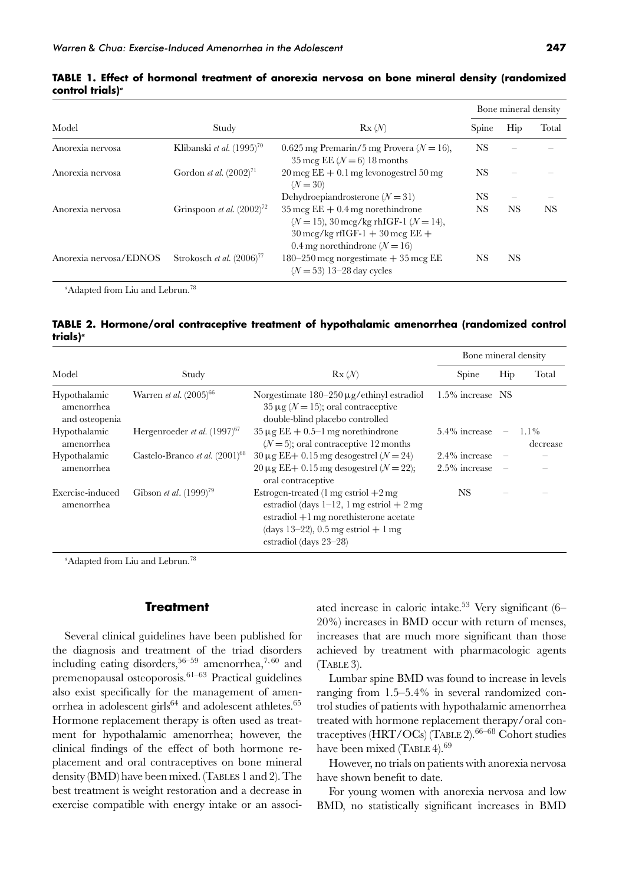**TABLE 1. Effect of hormonal treatment of anorexia nervosa on bone mineral density (randomized control trials)[a]**

| Model | Study | Rx ($N$) | Bone mineral density | | |
|---|---|---|---|---|---|
| | | | Spine | Hip | Total |
| Anorexia nervosa | Klibanski *et al.* (1995)[70] | 0.625 mg Premarin/5 mg Provera ($N = 16$), 35 mcg EE ($N = 6$) 18 months | NS | – | – |
| Anorexia nervosa | Gordon *et al.* (2002)[71] | 20 mcg EE + 0.1 mg levonogestrel 50 mg ($N = 30$) | NS | – | – |
| | | Dehydroepiandrosterone ($N = 31$) | NS | – | – |
| Anorexia nervosa | Grinspoon *et al.* (2002)[72] | 35 mcg EE + 0.4 mg norethindrone ($N = 15$), 30 mcg/kg rhIGF-1 ($N = 14$), 30 mcg/kg rfIGF-1 + 30 mcg EE + 0.4 mg norethindrone ($N = 16$) | NS | NS | NS |
| Anorexia nervosa/EDNOS | Strokosch *et al.* (2006)[77] | 180–250 mcg norgestimate + 35 mcg EE ($N = 53$) 13–28 day cycles | NS | NS | |

[a]Adapted from Liu and Lebrun.[78]

**TABLE 2. Hormone/oral contraceptive treatment of hypothalamic amenorrhea (randomized control trials)[a]**

| Model | Study | Rx ($N$) | Bone mineral density | | |
|---|---|---|---|---|---|
| | | | Spine | Hip | Total |
| Hypothalamic amenorrhea and osteopenia | Warren *et al.* (2005)[66] | Norgestimate 180–250 μg/ethinyl estradiol 35 μg ($N = 15$); oral contraceptive double-blind placebo controlled | 1.5% increase | NS | |
| Hypothalamic amenorrhea | Hergenroeder *et al.* (1997)[67] | 35 μg EE + 0.5–1 mg norethindrone ($N = 5$); oral contraceptive 12 months | 5.4% increase | – | 1.1% decrease |
| Hypothalamic amenorrhea | Castelo-Branco *et al.* (2001)[68] | 30 μg EE+ 0.15 mg desogestrel ($N = 24$) | 2.4% increase | – | – |
| | | 20 μg EE+ 0.15 mg desogestrel ($N = 22$); oral contraceptive | 2.5% increase | – | – |
| Exercise-induced amenorrhea | Gibson *et al*. (1999)[79] | Estrogen-treated (1 mg estriol +2 mg estradiol (days 1–12, 1 mg estriol + 2 mg estradiol +1 mg norethisterone acetate (days 13–22), 0.5 mg estriol + 1 mg estradiol (days 23–28) | NS | – | – |

[a]Adapted from Liu and Lebrun.[78]

## Treatment

Several clinical guidelines have been published for the diagnosis and treatment of the triad disorders including eating disorders,[56–59] amenorrhea,[7,60] and premenopausal osteoporosis.[61–63] Practical guidelines also exist specifically for the management of amenorrhea in adolescent girls[64] and adolescent athletes.[65] Hormone replacement therapy is often used as treatment for hypothalamic amenorrhea; however, the clinical findings of the effect of both hormone replacement and oral contraceptives on bone mineral density (BMD) have been mixed. (TABLES 1 and 2). The best treatment is weight restoration and a decrease in exercise compatible with energy intake or an associated increase in caloric intake.[53] Very significant (6–20%) increases in BMD occur with return of menses, increases that are much more significant than those achieved by treatment with pharmacologic agents (TABLE 3).

Lumbar spine BMD was found to increase in levels ranging from 1.5–5.4% in several randomized control studies of patients with hypothalamic amenorrhea treated with hormone replacement therapy/oral contraceptives (HRT/OCs) (TABLE 2).[66–68] Cohort studies have been mixed (TABLE 4).[69]

However, no trials on patients with anorexia nervosa have shown benefit to date.

For young women with anorexia nervosa and low BMD, no statistically significant increases in BMD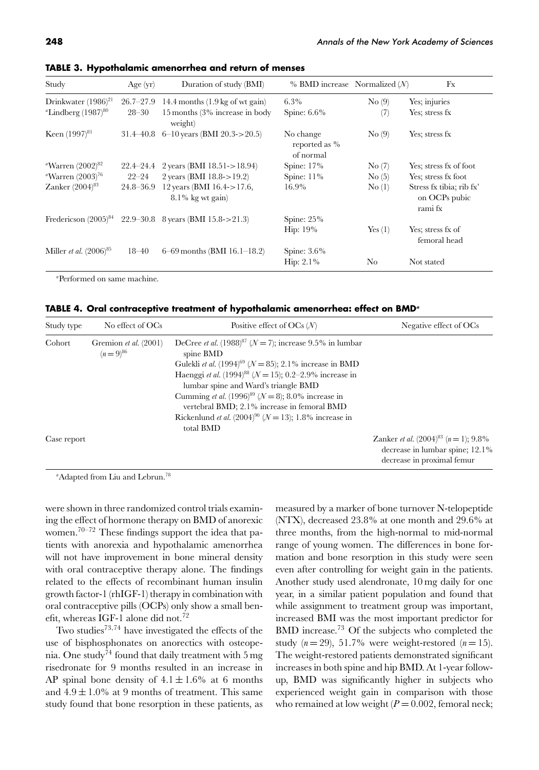**TABLE 3. Hypothalamic amenorrhea and return of menses**

| Study | Age (yr) | Duration of study (BMI) | % BMD increase | Normalized (*N*) | Fx |
|---|---|---|---|---|---|
| Drinkwater (1986)[21] | 26.7–27.9 | 14.4 months (1.9 kg of wt gain) | 6.3% | No (9) | Yes; injuries |
| [a]Lindberg (1987)[80] | 28–30 | 15 months (3% increase in body weight) | Spine: 6.6% | (7) | Yes; stress fx |
| Keen (1997)[81] | 31.4–40.8 | 6–10 years (BMI 20.3->20.5) | No change reported as % of normal | No (9) | Yes; stress fx |
| [a]Warren (2002)[82] | 22.4–24.4 | 2 years (BMI 18.51->18.94) | Spine: 17% | No (7) | Yes; stress fx of foot |
| [a]Warren (2003)[76] | 22–24 | 2 years (BMI 18.8->19.2) | Spine: 11% | No (5) | Yes; stress fx foot |
| Zanker (2004)[83] | 24.8–36.9 | 12 years (BMI 16.4->17.6, 8.1% kg wt gain) | 16.9% | No (1) | Stress fx tibia; rib fx' on OCPs pubic rami fx |
| Fredericson (2005)[84] | 22.9–30.8 | 8 years (BMI 15.8->21.3) | Spine: 25% Hip: 19% | Yes (1) | Yes; stress fx of femoral head |
| Miller *et al.* (2006)[85] | 18–40 | 6–69 months (BMI 16.1–18.2) | Spine: 3.6% Hip: 2.1% | No | Not stated |

[a]Performed on same machine.

**TABLE 4. Oral contraceptive treatment of hypothalamic amenorrhea: effect on BMD**[a]

| Study type | No effect of OCs | Positive effect of OCs (*N*) | Negative effect of OCs |
|---|---|---|---|
| Cohort | Gremion *et al.* (2001) ($n = 9$)[86] | DeCree *et al.* (1988)[87] ($N = 7$); increase 9.5% in lumbar spine BMD<br>Gulekli *et al.* (1994)[69] ($N = 85$); 2.1% increase in BMD<br>Haenggi *et al.* (1994)[88] ($N = 15$); 0.2–2.9% increase in lumbar spine and Ward's triangle BMD<br>Cumming *et al.* (1996)[89] ($N = 8$); 8.0% increase in vertebral BMD; 2.1% increase in femoral BMD<br>Rickenlund *et al.* (2004)[90] ($N = 13$); 1.8% increase in total BMD | |
| Case report | | | Zanker *et al.* (2004)[83] ($n = 1$); 9.8% decrease in lumbar spine; 12.1% decrease in proximal femur |

[a]Adapted from Liu and Lebrun.[78]

were shown in three randomized control trials examining the effect of hormone therapy on BMD of anorexic women.[70–72] These findings support the idea that patients with anorexia and hypothalamic amenorrhea will not have improvement in bone mineral density with oral contraceptive therapy alone. The findings related to the effects of recombinant human insulin growth factor-1 (rhIGF-1) therapy in combination with oral contraceptive pills (OCPs) only show a small benefit, whereas IGF-1 alone did not.[72]

Two studies[73,74] have investigated the effects of the use of bisphosphonates on anorectics with osteopenia. One study[74] found that daily treatment with 5 mg risedronate for 9 months resulted in an increase in AP spinal bone density of $4.1 \pm 1.6\%$ at 6 months and $4.9 \pm 1.0\%$ at 9 months of treatment. This same study found that bone resorption in these patients, as measured by a marker of bone turnover N-telopeptide (NTX), decreased 23.8% at one month and 29.6% at three months, from the high-normal to mid-normal range of young women. The differences in bone formation and bone resorption in this study were seen even after controlling for weight gain in the patients. Another study used alendronate, 10 mg daily for one year, in a similar patient population and found that while assignment to treatment group was important, increased BMI was the most important predictor for BMD increase.[73] Of the subjects who completed the study ($n = 29$), 51.7% were weight-restored ($n = 15$). The weight-restored patients demonstrated significant increases in both spine and hip BMD. At 1-year follow-up, BMD was significantly higher in subjects who experienced weight gain in comparison with those who remained at low weight ($P = 0.002$, femoral neck;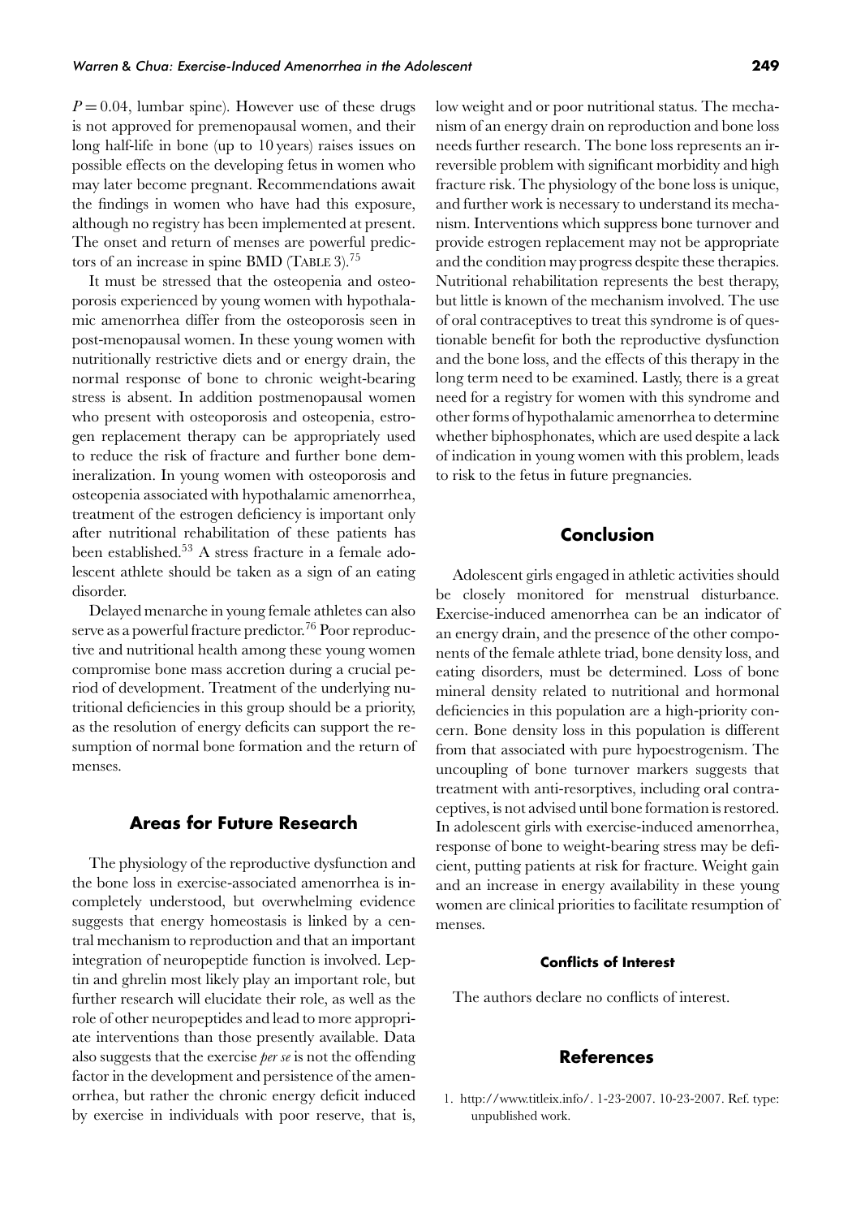$P = 0.04$, lumbar spine). However use of these drugs is not approved for premenopausal women, and their long half-life in bone (up to 10 years) raises issues on possible effects on the developing fetus in women who may later become pregnant. Recommendations await the findings in women who have had this exposure, although no registry has been implemented at present. The onset and return of menses are powerful predictors of an increase in spine BMD (TABLE 3).[75]

It must be stressed that the osteopenia and osteoporosis experienced by young women with hypothalamic amenorrhea differ from the osteoporosis seen in post-menopausal women. In these young women with nutritionally restrictive diets and or energy drain, the normal response of bone to chronic weight-bearing stress is absent. In addition postmenopausal women who present with osteoporosis and osteopenia, estrogen replacement therapy can be appropriately used to reduce the risk of fracture and further bone demineralization. In young women with osteoporosis and osteopenia associated with hypothalamic amenorrhea, treatment of the estrogen deficiency is important only after nutritional rehabilitation of these patients has been established.[53] A stress fracture in a female adolescent athlete should be taken as a sign of an eating disorder.

Delayed menarche in young female athletes can also serve as a powerful fracture predictor.[76] Poor reproductive and nutritional health among these young women compromise bone mass accretion during a crucial period of development. Treatment of the underlying nutritional deficiencies in this group should be a priority, as the resolution of energy deficits can support the resumption of normal bone formation and the return of menses.

## Areas for Future Research

The physiology of the reproductive dysfunction and the bone loss in exercise-associated amenorrhea is incompletely understood, but overwhelming evidence suggests that energy homeostasis is linked by a central mechanism to reproduction and that an important integration of neuropeptide function is involved. Leptin and ghrelin most likely play an important role, but further research will elucidate their role, as well as the role of other neuropeptides and lead to more appropriate interventions than those presently available. Data also suggests that the exercise *per se* is not the offending factor in the development and persistence of the amenorrhea, but rather the chronic energy deficit induced by exercise in individuals with poor reserve, that is, low weight and or poor nutritional status. The mechanism of an energy drain on reproduction and bone loss needs further research. The bone loss represents an irreversible problem with significant morbidity and high fracture risk. The physiology of the bone loss is unique, and further work is necessary to understand its mechanism. Interventions which suppress bone turnover and provide estrogen replacement may not be appropriate and the condition may progress despite these therapies. Nutritional rehabilitation represents the best therapy, but little is known of the mechanism involved. The use of oral contraceptives to treat this syndrome is of questionable benefit for both the reproductive dysfunction and the bone loss, and the effects of this therapy in the long term need to be examined. Lastly, there is a great need for a registry for women with this syndrome and other forms of hypothalamic amenorrhea to determine whether biphosphonates, which are used despite a lack of indication in young women with this problem, leads to risk to the fetus in future pregnancies.

## Conclusion

Adolescent girls engaged in athletic activities should be closely monitored for menstrual disturbance. Exercise-induced amenorrhea can be an indicator of an energy drain, and the presence of the other components of the female athlete triad, bone density loss, and eating disorders, must be determined. Loss of bone mineral density related to nutritional and hormonal deficiencies in this population are a high-priority concern. Bone density loss in this population is different from that associated with pure hypoestrogenism. The uncoupling of bone turnover markers suggests that treatment with anti-resorptives, including oral contraceptives, is not advised until bone formation is restored. In adolescent girls with exercise-induced amenorrhea, response of bone to weight-bearing stress may be deficient, putting patients at risk for fracture. Weight gain and an increase in energy availability in these young women are clinical priorities to facilitate resumption of menses.

### Conflicts of Interest

The authors declare no conflicts of interest.

## References

1. http://www.titleix.info/. 1-23-2007. 10-23-2007. Ref. type: unpublished work.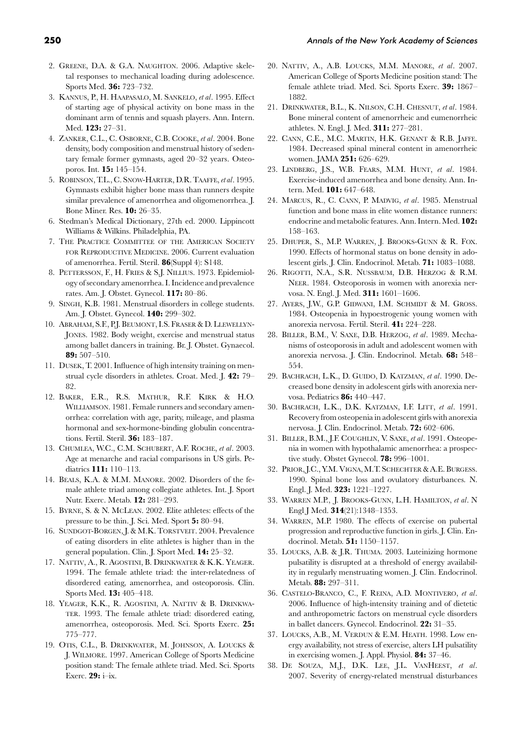2. Greene, D.A. & G.A. Naughton. 2006. Adaptive skeletal responses to mechanical loading during adolescence. Sports Med. **36:** 723–732.
3. Kannus, P., H. Haapasalo, M. Sankelo, *et al*. 1995. Effect of starting age of physical activity on bone mass in the dominant arm of tennis and squash players. Ann. Intern. Med. **123:** 27–31.
4. Zanker, C.L., C. Osborne, C.B. Cooke, *et al*. 2004. Bone density, body composition and menstrual history of sedentary female former gymnasts, aged 20–32 years. Osteoporos. Int. **15:** 145–154.
5. Robinson, T.L., C. Snow-Harter, D.R. Taaffe, *et al*. 1995. Gymnasts exhibit higher bone mass than runners despite similar prevalence of amenorrhea and oligomenorrhea. J. Bone Miner. Res. **10:** 26–35.
6. Stedman's Medical Dictionary, 27th ed. 2000. Lippincott Williams & Wilkins. Philadelphia, PA.
7. The Practice Committee of the American Society for Reproductive Medicine. 2006. Current evaluation of amenorrhea. Fertil. Steril. **86**(Suppl 4): S148.
8. Pettersson, F., H. Fries & S.J. Nillius. 1973. Epidemiology of secondary amenorrhea. I. Incidence and prevalence rates. Am. J. Obstet. Gynecol. **117:** 80–86.
9. Singh, K.B. 1981. Menstrual disorders in college students. Am. J. Obstet. Gynecol. **140:** 299–302.
10. Abraham, S.F., P.J. Beumont, I.S. Fraser & D. Llewellyn-Jones. 1982. Body weight, exercise and menstrual status among ballet dancers in training. Br. J. Obstet. Gynaecol. **89:** 507–510.
11. Dusek, T. 2001. Influence of high intensity training on menstrual cycle disorders in athletes. Croat. Med. J. **42:** 79–82.
12. Baker, E.R., R.S. Mathur, R.F. Kirk & H.O. Williamson. 1981. Female runners and secondary amenorrhea: correlation with age, parity, mileage, and plasma hormonal and sex-hormone-binding globulin concentrations. Fertil. Steril. **36:** 183–187.
13. Chumlea, W.C., C.M. Schubert, A.F. Roche, *et al*. 2003. Age at menarche and racial comparisons in US girls. Pediatrics **111:** 110–113.
14. Beals, K.A. & M.M. Manore. 2002. Disorders of the female athlete triad among collegiate athletes. Int. J. Sport Nutr. Exerc. Metab. **12:** 281–293.
15. Byrne, S. & N. McLean. 2002. Elite athletes: effects of the pressure to be thin. J. Sci. Med. Sport **5:** 80–94.
16. Sundgot-Borgen, J. & M.K. Torstveit. 2004. Prevalence of eating disorders in elite athletes is higher than in the general population. Clin. J. Sport Med. **14:** 25–32.
17. Nattiv, A., R. Agostini, B. Drinkwater & K.K. Yeager. 1994. The female athlete triad: the inter-relatedness of disordered eating, amenorrhea, and osteoporosis. Clin. Sports Med. **13:** 405–418.
18. Yeager, K.K., R. Agostini, A. Nattiv & B. Drinkwater. 1993. The female athlete triad: disordered eating, amenorrhea, osteoporosis. Med. Sci. Sports Exerc. **25:** 775–777.
19. Otis, C.L., B. Drinkwater, M. Johnson, A. Loucks & J. Wilmore. 1997. American College of Sports Medicine position stand: The female athlete triad. Med. Sci. Sports Exerc. **29:** i–ix.
20. Nattiv, A., A.B. Loucks, M.M. Manore, *et al*. 2007. American College of Sports Medicine position stand: The female athlete triad. Med. Sci. Sports Exerc. **39:** 1867–1882.
21. Drinkwater, B.L., K. Nilson, C.H. Chesnut, *et al*. 1984. Bone mineral content of amenorrheic and eumenorrheic athletes. N. Engl. J. Med. **311:** 277–281.
22. Cann, C.E., M.C. Martin, H.K. Genant & R.B. Jaffe. 1984. Decreased spinal mineral content in amenorrheic women. JAMA **251:** 626–629.
23. Lindberg, J.S., W.B. Fears, M.M. Hunt, *et al*. 1984. Exercise-induced amenorrhea and bone density. Ann. Intern. Med. **101:** 647–648.
24. Marcus, R., C. Cann, P. Madvig, *et al*. 1985. Menstrual function and bone mass in elite women distance runners: endocrine and metabolic features. Ann. Intern. Med. **102:** 158–163.
25. Dhuper, S., M.P. Warren, J. Brooks-Gunn & R. Fox. 1990. Effects of hormonal status on bone density in adolescent girls. J. Clin. Endocrinol. Metab. **71:** 1083–1088.
26. Rigotti, N.A., S.R. Nussbaum, D.B. Herzog & R.M. Neer. 1984. Osteoporosis in women with anorexia nervosa. N. Engl. J. Med. **311:** 1601–1606.
27. Ayers, J.W., G.P. Gidwani, I.M. Schmidt & M. Gross. 1984. Osteopenia in hypoestrogenic young women with anorexia nervosa. Fertil. Steril. **41:** 224–228.
28. Biller, B.M., V. Saxe, D.B. Herzog, *et al*. 1989. Mechanisms of osteoporosis in adult and adolescent women with anorexia nervosa. J. Clin. Endocrinol. Metab. **68:** 548–554.
29. Bachrach, L.K., D. Guido, D. Katzman, *et al*. 1990. Decreased bone density in adolescent girls with anorexia nervosa. Pediatrics **86:** 440–447.
30. Bachrach, L.K., D.K. Katzman, I.F. Litt, *et al*. 1991. Recovery from osteopenia in adolescent girls with anorexia nervosa. J. Clin. Endocrinol. Metab. **72:** 602–606.
31. Biller, B.M., J.F. Coughlin, V. Saxe, *et al*. 1991. Osteopenia in women with hypothalamic amenorrhea: a prospective study. Obstet Gynecol. **78:** 996–1001.
32. Prior, J.C., Y.M. Vigna, M.T. Schechter & A.E. Burgess. 1990. Spinal bone loss and ovulatory disturbances. N. Engl. J. Med. **323:** 1221–1227.
33. Warren M.P., J. Brooks-Gunn, L.H. Hamilton, *et al*. N Engl J Med. **314**(21):1348–1353.
34. Warren, M.P. 1980. The effects of exercise on pubertal progression and reproductive function in girls. J. Clin. Endocrinol. Metab. **51:** 1150–1157.
35. Loucks, A.B. & J.R. Thuma. 2003. Luteinizing hormone pulsatility is disrupted at a threshold of energy availability in regularly menstruating women. J. Clin. Endocrinol. Metab. **88:** 297–311.
36. Castelo-Branco, C., F. Reina, A.D. Montivero, *et al*. 2006. Influence of high-intensity training and of dietetic and anthropometric factors on menstrual cycle disorders in ballet dancers. Gynecol. Endocrinol. **22:** 31–35.
37. Loucks, A.B., M. Verdun & E.M. Heath. 1998. Low energy availability, not stress of exercise, alters LH pulsatility in exercising women. J. Appl. Physiol. **84:** 37–46.
38. De Souza, M.J., D.K. Lee, J.L. VanHeest, *et al*. 2007. Severity of energy-related menstrual disturbances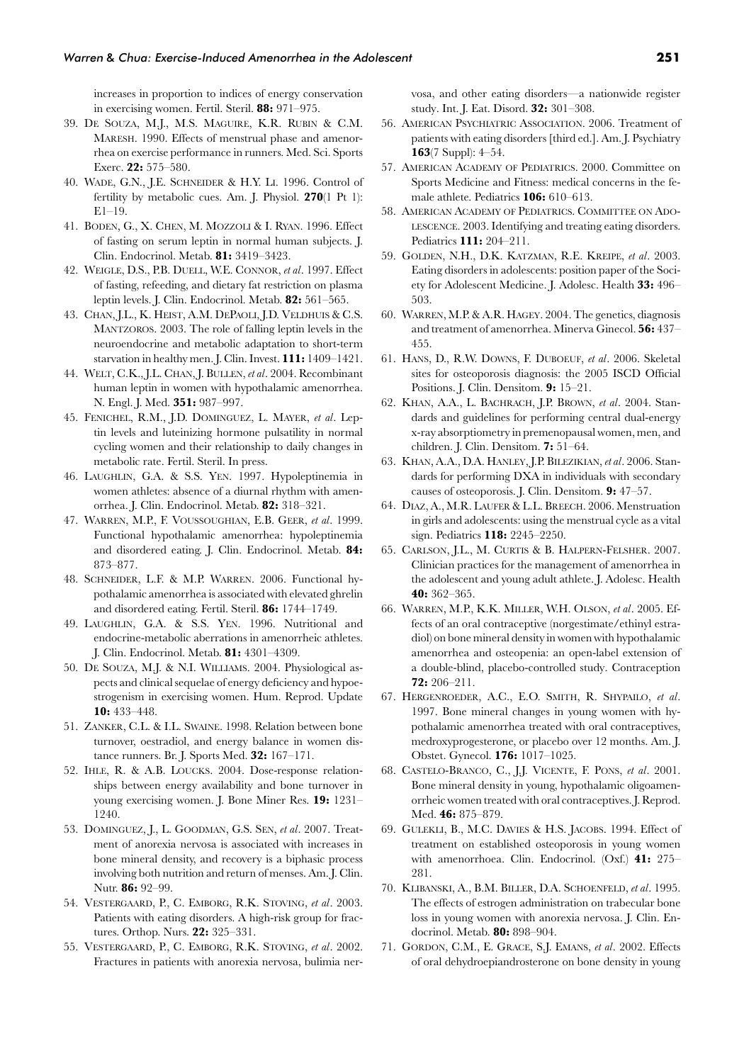increases in proportion to indices of energy conservation in exercising women. Fertil. Steril. **88:** 971–975.

39. De Souza, M.J., M.S. Maguire, K.R. Rubin & C.M. Maresh. 1990. Effects of menstrual phase and amenorrhea on exercise performance in runners. Med. Sci. Sports Exerc. **22:** 575–580.
40. Wade, G.N., J.E. Schneider & H.Y. Li. 1996. Control of fertility by metabolic cues. Am. J. Physiol. **270**(1 Pt 1): E1–19.
41. Boden, G., X. Chen, M. Mozzoli & I. Ryan. 1996. Effect of fasting on serum leptin in normal human subjects. J. Clin. Endocrinol. Metab. **81:** 3419–3423.
42. Weigle, D.S., P.B. Duell, W.E. Connor, *et al*. 1997. Effect of fasting, refeeding, and dietary fat restriction on plasma leptin levels. J. Clin. Endocrinol. Metab. **82:** 561–565.
43. Chan, J.L., K. Heist, A.M. DePaoli, J.D. Veldhuis & C.S. Mantzoros. 2003. The role of falling leptin levels in the neuroendocrine and metabolic adaptation to short-term starvation in healthy men. J. Clin. Invest. **111:** 1409–1421.
44. Welt, C.K., J.L. Chan, J. Bullen, *et al*. 2004. Recombinant human leptin in women with hypothalamic amenorrhea. N. Engl. J. Med. **351:** 987–997.
45. Fenichel, R.M., J.D. Dominguez, L. Mayer, *et al*. Leptin levels and luteinizing hormone pulsatility in normal cycling women and their relationship to daily changes in metabolic rate. Fertil. Steril. In press.
46. Laughlin, G.A. & S.S. Yen. 1997. Hypoleptinemia in women athletes: absence of a diurnal rhythm with amenorrhea. J. Clin. Endocrinol. Metab. **82:** 318–321.
47. Warren, M.P., F. Voussoughian, E.B. Geer, *et al*. 1999. Functional hypothalamic amenorrhea: hypoleptinemia and disordered eating. J. Clin. Endocrinol. Metab. **84:** 873–877.
48. Schneider, L.F. & M.P. Warren. 2006. Functional hypothalamic amenorrhea is associated with elevated ghrelin and disordered eating. Fertil. Steril. **86:** 1744–1749.
49. Laughlin, G.A. & S.S. Yen. 1996. Nutritional and endocrine-metabolic aberrations in amenorrheic athletes. J. Clin. Endocrinol. Metab. **81:** 4301–4309.
50. De Souza, M.J. & N.I. Williams. 2004. Physiological aspects and clinical sequelae of energy deficiency and hypoestrogenism in exercising women. Hum. Reprod. Update **10:** 433–448.
51. Zanker, C.L. & I.L. Swaine. 1998. Relation between bone turnover, oestradiol, and energy balance in women distance runners. Br. J. Sports Med. **32:** 167–171.
52. Ihle, R. & A.B. Loucks. 2004. Dose-response relationships between energy availability and bone turnover in young exercising women. J. Bone Miner Res. **19:** 1231–1240.
53. Dominguez, J., L. Goodman, G.S. Sen, *et al*. 2007. Treatment of anorexia nervosa is associated with increases in bone mineral density, and recovery is a biphasic process involving both nutrition and return of menses. Am. J. Clin. Nutr. **86:** 92–99.
54. Vestergaard, P., C. Emborg, R.K. Stoving, *et al*. 2003. Patients with eating disorders. A high-risk group for fractures. Orthop. Nurs. **22:** 325–331.
55. Vestergaard, P., C. Emborg, R.K. Stoving, *et al*. 2002. Fractures in patients with anorexia nervosa, bulimia nervosa, and other eating disorders—a nationwide register study. Int. J. Eat. Disord. **32:** 301–308.
56. American Psychiatric Association. 2006. Treatment of patients with eating disorders [third ed.]. Am. J. Psychiatry **163**(7 Suppl): 4–54.
57. American Academy of Pediatrics. 2000. Committee on Sports Medicine and Fitness: medical concerns in the female athlete. Pediatrics **106:** 610–613.
58. American Academy of Pediatrics. Committee on Adolescence. 2003. Identifying and treating eating disorders. Pediatrics **111:** 204–211.
59. Golden, N.H., D.K. Katzman, R.E. Kreipe, *et al*. 2003. Eating disorders in adolescents: position paper of the Society for Adolescent Medicine. J. Adolesc. Health **33:** 496–503.
60. Warren, M.P. & A.R. Hagey. 2004. The genetics, diagnosis and treatment of amenorrhea. Minerva Ginecol. **56:** 437–455.
61. Hans, D., R.W. Downs, F. Duboeuf, *et al*. 2006. Skeletal sites for osteoporosis diagnosis: the 2005 ISCD Official Positions. J. Clin. Densitom. **9:** 15–21.
62. Khan, A.A., L. Bachrach, J.P. Brown, *et al*. 2004. Standards and guidelines for performing central dual-energy x-ray absorptiometry in premenopausal women, men, and children. J. Clin. Densitom. **7:** 51–64.
63. Khan, A.A., D.A. Hanley, J.P. Bilezikian, *et al*. 2006. Standards for performing DXA in individuals with secondary causes of osteoporosis. J. Clin. Densitom. **9:** 47–57.
64. Diaz, A., M.R. Laufer & L.L. Breech. 2006. Menstruation in girls and adolescents: using the menstrual cycle as a vital sign. Pediatrics **118:** 2245–2250.
65. Carlson, J.L., M. Curtis & B. Halpern-Felsher. 2007. Clinician practices for the management of amenorrhea in the adolescent and young adult athlete. J. Adolesc. Health **40:** 362–365.
66. Warren, M.P., K.K. Miller, W.H. Olson, *et al*. 2005. Effects of an oral contraceptive (norgestimate/ethinyl estradiol) on bone mineral density in women with hypothalamic amenorrhea and osteopenia: an open-label extension of a double-blind, placebo-controlled study. Contraception **72:** 206–211.
67. Hergenroeder, A.C., E.O. Smith, R. Shypailo, *et al*. 1997. Bone mineral changes in young women with hypothalamic amenorrhea treated with oral contraceptives, medroxyprogesterone, or placebo over 12 months. Am. J. Obstet. Gynecol. **176:** 1017–1025.
68. Castelo-Branco, C., J.J. Vicente, F. Pons, *et al*. 2001. Bone mineral density in young, hypothalamic oligoamenorrheic women treated with oral contraceptives. J. Reprod. Med. **46:** 875–879.
69. Gulekli, B., M.C. Davies & H.S. Jacobs. 1994. Effect of treatment on established osteoporosis in young women with amenorrhoea. Clin. Endocrinol. (Oxf.) **41:** 275–281.
70. Klibanski, A., B.M. Biller, D.A. Schoenfeld, *et al*. 1995. The effects of estrogen administration on trabecular bone loss in young women with anorexia nervosa. J. Clin. Endocrinol. Metab. **80:** 898–904.
71. Gordon, C.M., E. Grace, S.J. Emans, *et al*. 2002. Effects of oral dehydroepiandrosterone on bone density in young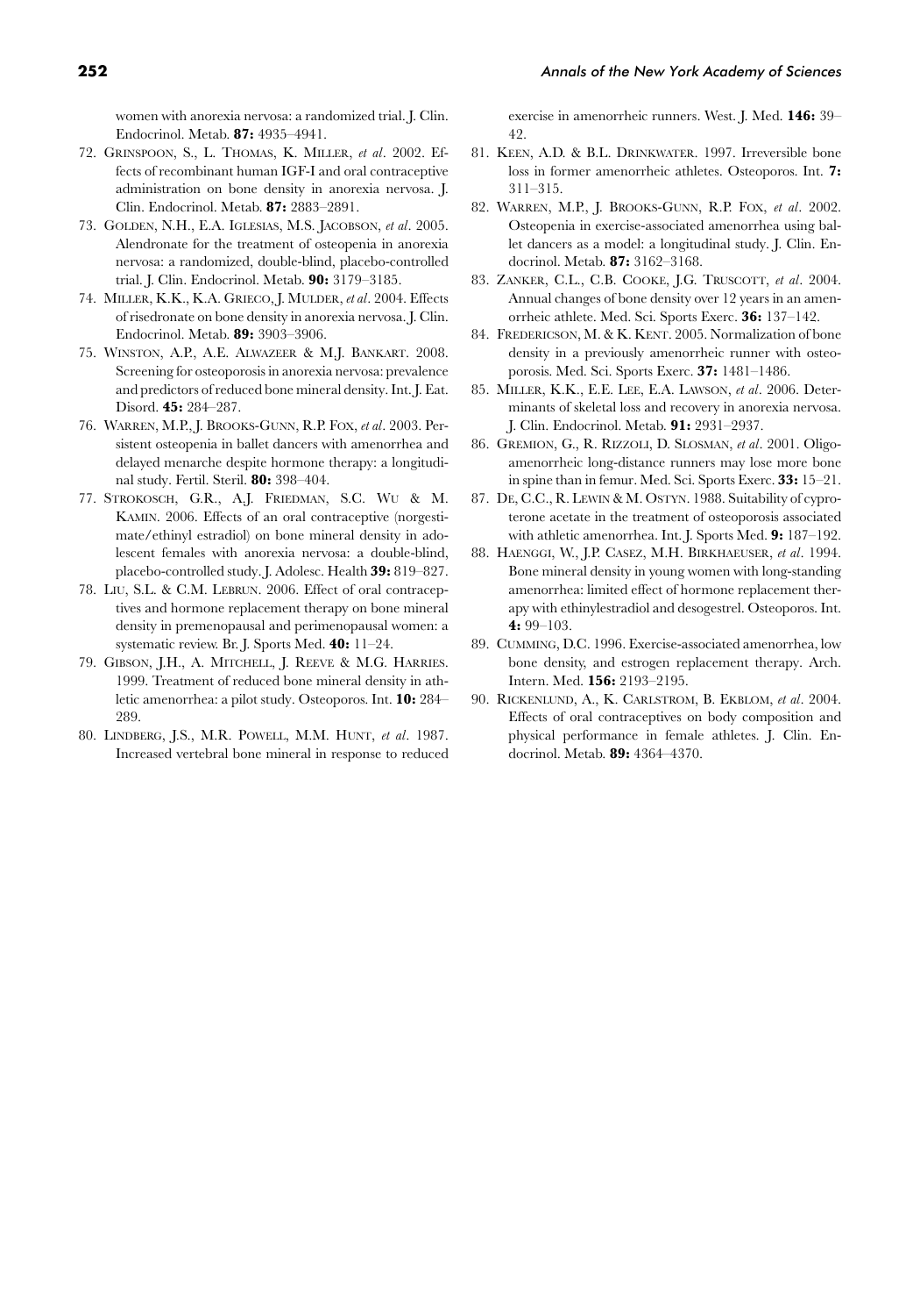women with anorexia nervosa: a randomized trial. J. Clin. Endocrinol. Metab. **87:** 4935–4941.

72. Grinspoon, S., L. Thomas, K. Miller, *et al*. 2002. Effects of recombinant human IGF-I and oral contraceptive administration on bone density in anorexia nervosa. J. Clin. Endocrinol. Metab. **87:** 2883–2891.
73. Golden, N.H., E.A. Iglesias, M.S. Jacobson, *et al*. 2005. Alendronate for the treatment of osteopenia in anorexia nervosa: a randomized, double-blind, placebo-controlled trial. J. Clin. Endocrinol. Metab. **90:** 3179–3185.
74. Miller, K.K., K.A. Grieco, J. Mulder, *et al*. 2004. Effects of risedronate on bone density in anorexia nervosa. J. Clin. Endocrinol. Metab. **89:** 3903–3906.
75. Winston, A.P., A.E. Alwazeer & M.J. Bankart. 2008. Screening for osteoporosis in anorexia nervosa: prevalence and predictors of reduced bone mineral density. Int. J. Eat. Disord. **45:** 284–287.
76. Warren, M.P., J. Brooks-Gunn, R.P. Fox, *et al*. 2003. Persistent osteopenia in ballet dancers with amenorrhea and delayed menarche despite hormone therapy: a longitudinal study. Fertil. Steril. **80:** 398–404.
77. Strokosch, G.R., A.J. Friedman, S.C. Wu & M. Kamin. 2006. Effects of an oral contraceptive (norgestimate/ethinyl estradiol) on bone mineral density in adolescent females with anorexia nervosa: a double-blind, placebo-controlled study. J. Adolesc. Health **39:** 819–827.
78. Liu, S.L. & C.M. Lebrun. 2006. Effect of oral contraceptives and hormone replacement therapy on bone mineral density in premenopausal and perimenopausal women: a systematic review. Br. J. Sports Med. **40:** 11–24.
79. Gibson, J.H., A. Mitchell, J. Reeve & M.G. Harries. 1999. Treatment of reduced bone mineral density in athletic amenorrhea: a pilot study. Osteoporos. Int. **10:** 284–289.
80. Lindberg, J.S., M.R. Powell, M.M. Hunt, *et al*. 1987. Increased vertebral bone mineral in response to reduced exercise in amenorrheic runners. West. J. Med. **146:** 39–42.
81. Keen, A.D. & B.L. Drinkwater. 1997. Irreversible bone loss in former amenorrheic athletes. Osteoporos. Int. **7:** 311–315.
82. Warren, M.P., J. Brooks-Gunn, R.P. Fox, *et al*. 2002. Osteopenia in exercise-associated amenorrhea using ballet dancers as a model: a longitudinal study. J. Clin. Endocrinol. Metab. **87:** 3162–3168.
83. Zanker, C.L., C.B. Cooke, J.G. Truscott, *et al*. 2004. Annual changes of bone density over 12 years in an amenorrheic athlete. Med. Sci. Sports Exerc. **36:** 137–142.
84. Fredericson, M. & K. Kent. 2005. Normalization of bone density in a previously amenorrheic runner with osteoporosis. Med. Sci. Sports Exerc. **37:** 1481–1486.
85. Miller, K.K., E.E. Lee, E.A. Lawson, *et al*. 2006. Determinants of skeletal loss and recovery in anorexia nervosa. J. Clin. Endocrinol. Metab. **91:** 2931–2937.
86. Gremion, G., R. Rizzoli, D. Slosman, *et al*. 2001. Oligo-amenorrheic long-distance runners may lose more bone in spine than in femur. Med. Sci. Sports Exerc. **33:** 15–21.
87. De, C.C., R. Lewin & M. Ostyn. 1988. Suitability of cyproterone acetate in the treatment of osteoporosis associated with athletic amenorrhea. Int. J. Sports Med. **9:** 187–192.
88. Haenggi, W., J.P. Casez, M.H. Birkhaeuser, *et al*. 1994. Bone mineral density in young women with long-standing amenorrhea: limited effect of hormone replacement therapy with ethinylestradiol and desogestrel. Osteoporos. Int. **4:** 99–103.
89. Cumming, D.C. 1996. Exercise-associated amenorrhea, low bone density, and estrogen replacement therapy. Arch. Intern. Med. **156:** 2193–2195.
90. Rickenlund, A., K. Carlstrom, B. Ekblom, *et al*. 2004. Effects of oral contraceptives on body composition and physical performance in female athletes. J. Clin. Endocrinol. Metab. **89:** 4364–4370.